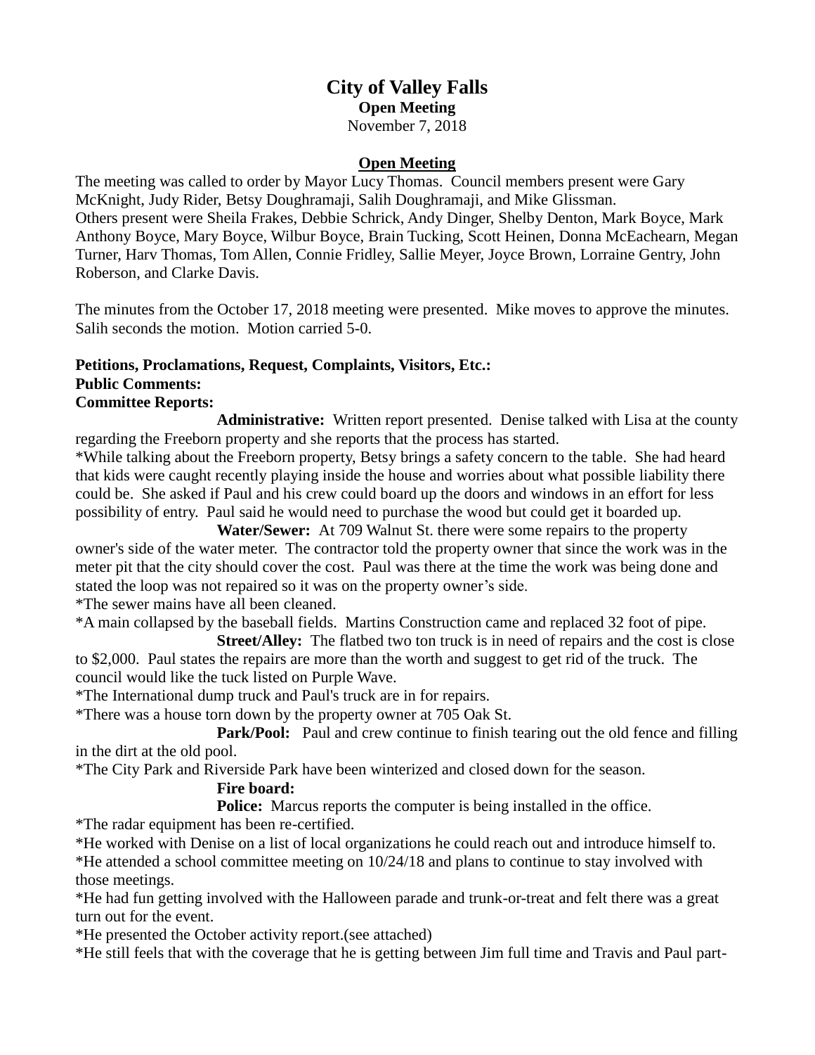# City of Valley Falls

**Open Meeting**

November 7, 2018

## Open Meeting

The meeting was called to order by Mayor Lucy Thomas. Council members present were Gary McKnight, Judy Rider, Betsy Doughramaji, Salih Doughramaji, and Mike Glissman.
Others present were Sheila Frakes, Debbie Schrick, Andy Dinger, Shelby Denton, Mark Boyce, Mark Anthony Boyce, Mary Boyce, Wilbur Boyce, Brain Tucking, Scott Heinen, Donna McEachearn, Megan Turner, Harv Thomas, Tom Allen, Connie Fridley, Sallie Meyer, Joyce Brown, Lorraine Gentry, John Roberson, and Clarke Davis.

The minutes from the October 17, 2018 meeting were presented. Mike moves to approve the minutes. Salih seconds the motion. Motion carried 5-0.

**Petitions, Proclamations, Request, Complaints, Visitors, Etc.:**

**Public Comments:**

**Committee Reports:**

**Administrative:** Written report presented. Denise talked with Lisa at the county regarding the Freeborn property and she reports that the process has started.

*While talking about the Freeborn property, Betsy brings a safety concern to the table. She had heard that kids were caught recently playing inside the house and worries about what possible liability there could be. She asked if Paul and his crew could board up the doors and windows in an effort for less possibility of entry. Paul said he would need to purchase the wood but could get it boarded up.

**Water/Sewer:** At 709 Walnut St. there were some repairs to the property owner's side of the water meter. The contractor told the property owner that since the work was in the meter pit that the city should cover the cost. Paul was there at the time the work was being done and stated the loop was not repaired so it was on the property owner's side.

*The sewer mains have all been cleaned.

*A main collapsed by the baseball fields. Martins Construction came and replaced 32 foot of pipe.

**Street/Alley:** The flatbed two ton truck is in need of repairs and the cost is close to $2,000. Paul states the repairs are more than the worth and suggest to get rid of the truck. The council would like the tuck listed on Purple Wave.

*The International dump truck and Paul's truck are in for repairs.

*There was a house torn down by the property owner at 705 Oak St.

**Park/Pool:** Paul and crew continue to finish tearing out the old fence and filling in the dirt at the old pool.

*The City Park and Riverside Park have been winterized and closed down for the season.

**Fire board:**

**Police:** Marcus reports the computer is being installed in the office.

*The radar equipment has been re-certified.

*He worked with Denise on a list of local organizations he could reach out and introduce himself to.

*He attended a school committee meeting on 10/24/18 and plans to continue to stay involved with those meetings.

*He had fun getting involved with the Halloween parade and trunk-or-treat and felt there was a great turn out for the event.

*He presented the October activity report.(see attached)

*He still feels that with the coverage that he is getting between Jim full time and Travis and Paul part-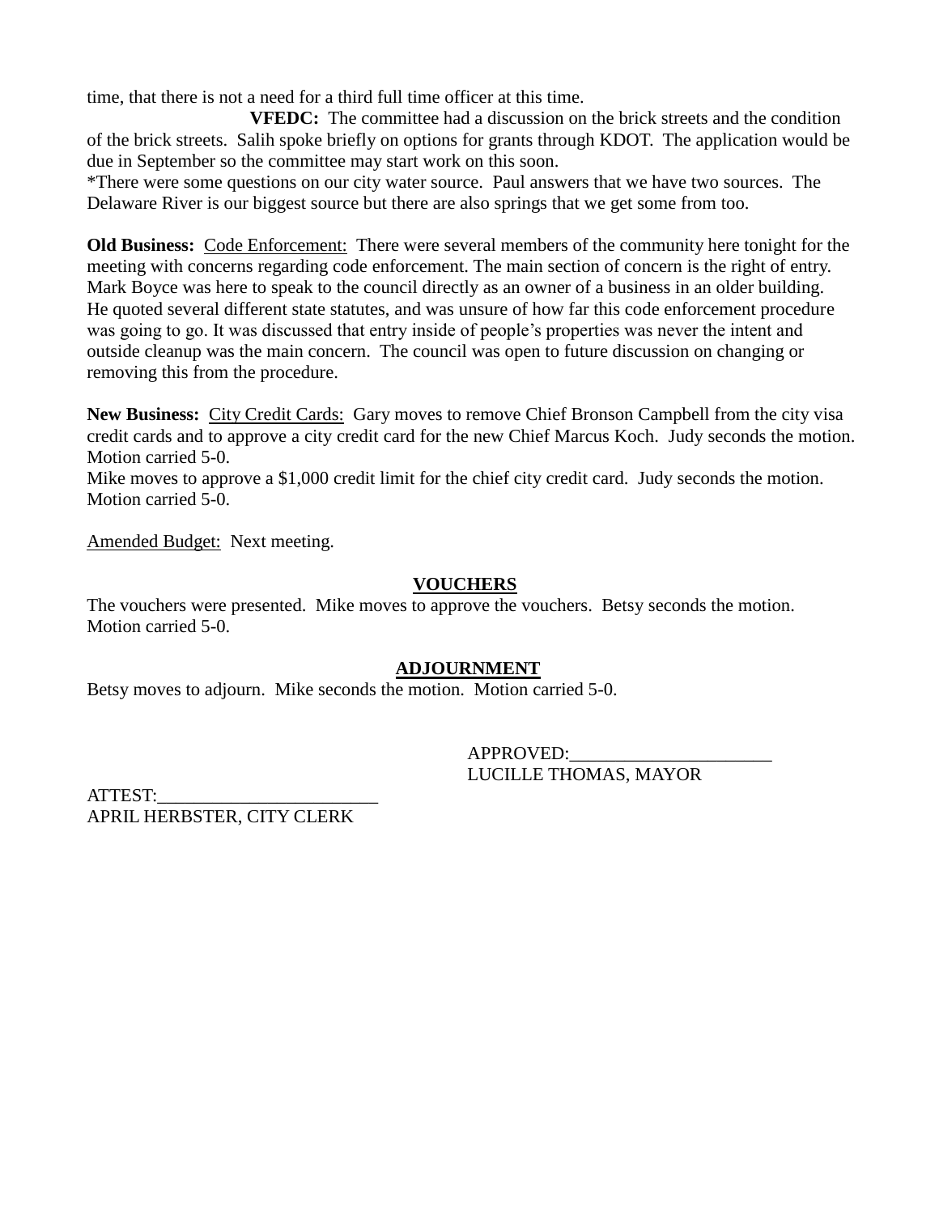time, that there is not a need for a third full time officer at this time.

**VFEDC:** The committee had a discussion on the brick streets and the condition of the brick streets. Salih spoke briefly on options for grants through KDOT. The application would be due in September so the committee may start work on this soon.

*There were some questions on our city water source. Paul answers that we have two sources. The Delaware River is our biggest source but there are also springs that we get some from too.

**Old Business:** Code Enforcement: There were several members of the community here tonight for the meeting with concerns regarding code enforcement. The main section of concern is the right of entry. Mark Boyce was here to speak to the council directly as an owner of a business in an older building. He quoted several different state statutes, and was unsure of how far this code enforcement procedure was going to go. It was discussed that entry inside of people's properties was never the intent and outside cleanup was the main concern. The council was open to future discussion on changing or removing this from the procedure.

**New Business:** City Credit Cards: Gary moves to remove Chief Bronson Campbell from the city visa credit cards and to approve a city credit card for the new Chief Marcus Koch. Judy seconds the motion. Motion carried 5-0.

Mike moves to approve a $1,000 credit limit for the chief city credit card. Judy seconds the motion. Motion carried 5-0.

Amended Budget: Next meeting.

## VOUCHERS

The vouchers were presented. Mike moves to approve the vouchers. Betsy seconds the motion. Motion carried 5-0.

## ADJOURNMENT

Betsy moves to adjourn. Mike seconds the motion. Motion carried 5-0.

APPROVED:______________________
LUCILLE THOMAS, MAYOR

ATTEST:________________________
APRIL HERBSTER, CITY CLERK